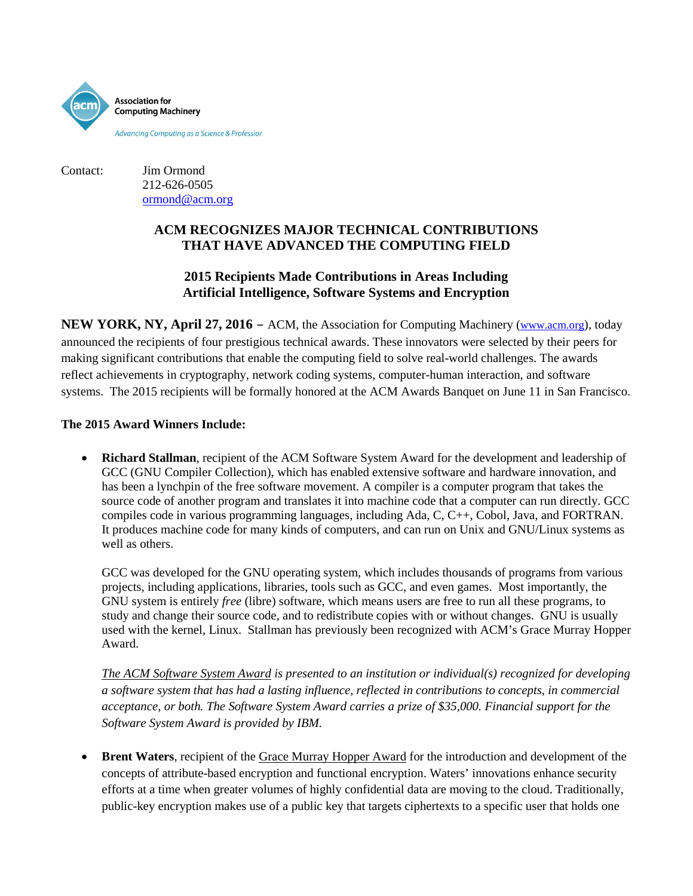Association for Computing Machinery

*Advancing Computing as a Science & Profession*

Contact: Jim Ormond
212-626-0505
ormond@acm.org

## ACM RECOGNIZES MAJOR TECHNICAL CONTRIBUTIONS THAT HAVE ADVANCED THE COMPUTING FIELD

### 2015 Recipients Made Contributions in Areas Including Artificial Intelligence, Software Systems and Encryption

**NEW YORK, NY, April 27, 2016 –** ACM, the Association for Computing Machinery (www.acm.org), today announced the recipients of four prestigious technical awards. These innovators were selected by their peers for making significant contributions that enable the computing field to solve real-world challenges. The awards reflect achievements in cryptography, network coding systems, computer-human interaction, and software systems. The 2015 recipients will be formally honored at the ACM Awards Banquet on June 11 in San Francisco.

**The 2015 Award Winners Include:**

- **Richard Stallman**, recipient of the ACM Software System Award for the development and leadership of GCC (GNU Compiler Collection), which has enabled extensive software and hardware innovation, and has been a lynchpin of the free software movement. A compiler is a computer program that takes the source code of another program and translates it into machine code that a computer can run directly. GCC compiles code in various programming languages, including Ada, C, C++, Cobol, Java, and FORTRAN. It produces machine code for many kinds of computers, and can run on Unix and GNU/Linux systems as well as others.

  GCC was developed for the GNU operating system, which includes thousands of programs from various projects, including applications, libraries, tools such as GCC, and even games. Most importantly, the GNU system is entirely *free* (libre) software, which means users are free to run all these programs, to study and change their source code, and to redistribute copies with or without changes. GNU is usually used with the kernel, Linux. Stallman has previously been recognized with ACM's Grace Murray Hopper Award.

  *The ACM Software System Award is presented to an institution or individual(s) recognized for developing a software system that has had a lasting influence, reflected in contributions to concepts, in commercial acceptance, or both. The Software System Award carries a prize of $35,000. Financial support for the Software System Award is provided by IBM.*

- **Brent Waters**, recipient of the Grace Murray Hopper Award for the introduction and development of the concepts of attribute-based encryption and functional encryption. Waters' innovations enhance security efforts at a time when greater volumes of highly confidential data are moving to the cloud. Traditionally, public-key encryption makes use of a public key that targets ciphertexts to a specific user that holds one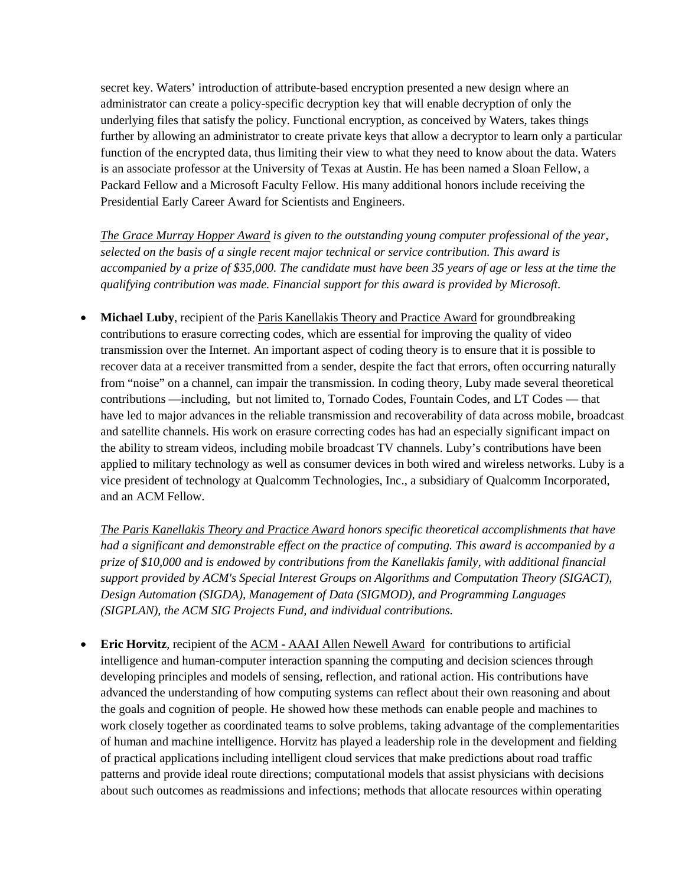secret key. Waters' introduction of attribute-based encryption presented a new design where an administrator can create a policy-specific decryption key that will enable decryption of only the underlying files that satisfy the policy. Functional encryption, as conceived by Waters, takes things further by allowing an administrator to create private keys that allow a decryptor to learn only a particular function of the encrypted data, thus limiting their view to what they need to know about the data. Waters is an associate professor at the University of Texas at Austin. He has been named a Sloan Fellow, a Packard Fellow and a Microsoft Faculty Fellow. His many additional honors include receiving the Presidential Early Career Award for Scientists and Engineers.

*The Grace Murray Hopper Award is given to the outstanding young computer professional of the year, selected on the basis of a single recent major technical or service contribution. This award is accompanied by a prize of $35,000. The candidate must have been 35 years of age or less at the time the qualifying contribution was made. Financial support for this award is provided by Microsoft.*

- **Michael Luby**, recipient of the Paris Kanellakis Theory and Practice Award for groundbreaking contributions to erasure correcting codes, which are essential for improving the quality of video transmission over the Internet. An important aspect of coding theory is to ensure that it is possible to recover data at a receiver transmitted from a sender, despite the fact that errors, often occurring naturally from "noise" on a channel, can impair the transmission. In coding theory, Luby made several theoretical contributions —including, but not limited to, Tornado Codes, Fountain Codes, and LT Codes — that have led to major advances in the reliable transmission and recoverability of data across mobile, broadcast and satellite channels. His work on erasure correcting codes has had an especially significant impact on the ability to stream videos, including mobile broadcast TV channels. Luby's contributions have been applied to military technology as well as consumer devices in both wired and wireless networks. Luby is a vice president of technology at Qualcomm Technologies, Inc., a subsidiary of Qualcomm Incorporated, and an ACM Fellow.

  *The Paris Kanellakis Theory and Practice Award honors specific theoretical accomplishments that have had a significant and demonstrable effect on the practice of computing. This award is accompanied by a prize of $10,000 and is endowed by contributions from the Kanellakis family, with additional financial support provided by ACM's Special Interest Groups on Algorithms and Computation Theory (SIGACT), Design Automation (SIGDA), Management of Data (SIGMOD), and Programming Languages (SIGPLAN), the ACM SIG Projects Fund, and individual contributions.*

- **Eric Horvitz**, recipient of the ACM - AAAI Allen Newell Award for contributions to artificial intelligence and human-computer interaction spanning the computing and decision sciences through developing principles and models of sensing, reflection, and rational action. His contributions have advanced the understanding of how computing systems can reflect about their own reasoning and about the goals and cognition of people. He showed how these methods can enable people and machines to work closely together as coordinated teams to solve problems, taking advantage of the complementarities of human and machine intelligence. Horvitz has played a leadership role in the development and fielding of practical applications including intelligent cloud services that make predictions about road traffic patterns and provide ideal route directions; computational models that assist physicians with decisions about such outcomes as readmissions and infections; methods that allocate resources within operating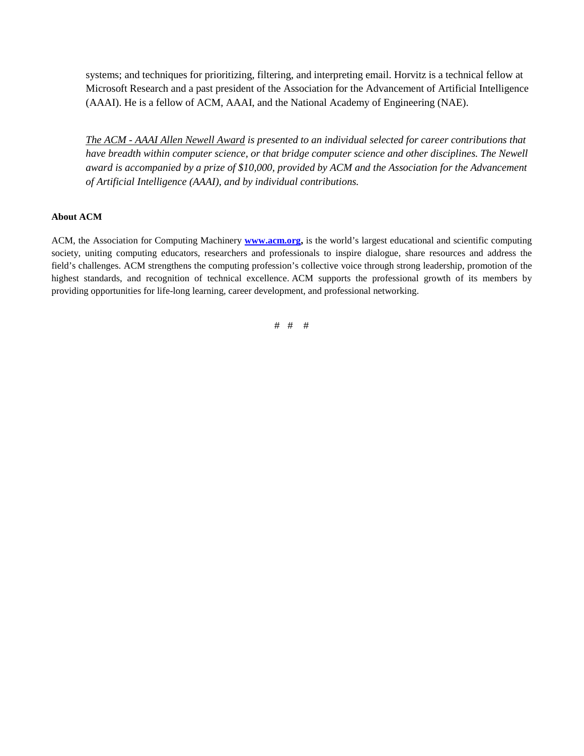systems; and techniques for prioritizing, filtering, and interpreting email. Horvitz is a technical fellow at Microsoft Research and a past president of the Association for the Advancement of Artificial Intelligence (AAAI). He is a fellow of ACM, AAAI, and the National Academy of Engineering (NAE).

*The ACM - AAAI Allen Newell Award is presented to an individual selected for career contributions that have breadth within computer science, or that bridge computer science and other disciplines. The Newell award is accompanied by a prize of $10,000, provided by ACM and the Association for the Advancement of Artificial Intelligence (AAAI), and by individual contributions.*

**About ACM**

ACM, the Association for Computing Machinery **www.acm.org**, is the world's largest educational and scientific computing society, uniting computing educators, researchers and professionals to inspire dialogue, share resources and address the field's challenges. ACM strengthens the computing profession's collective voice through strong leadership, promotion of the highest standards, and recognition of technical excellence. ACM supports the professional growth of its members by providing opportunities for life-long learning, career development, and professional networking.

# # #